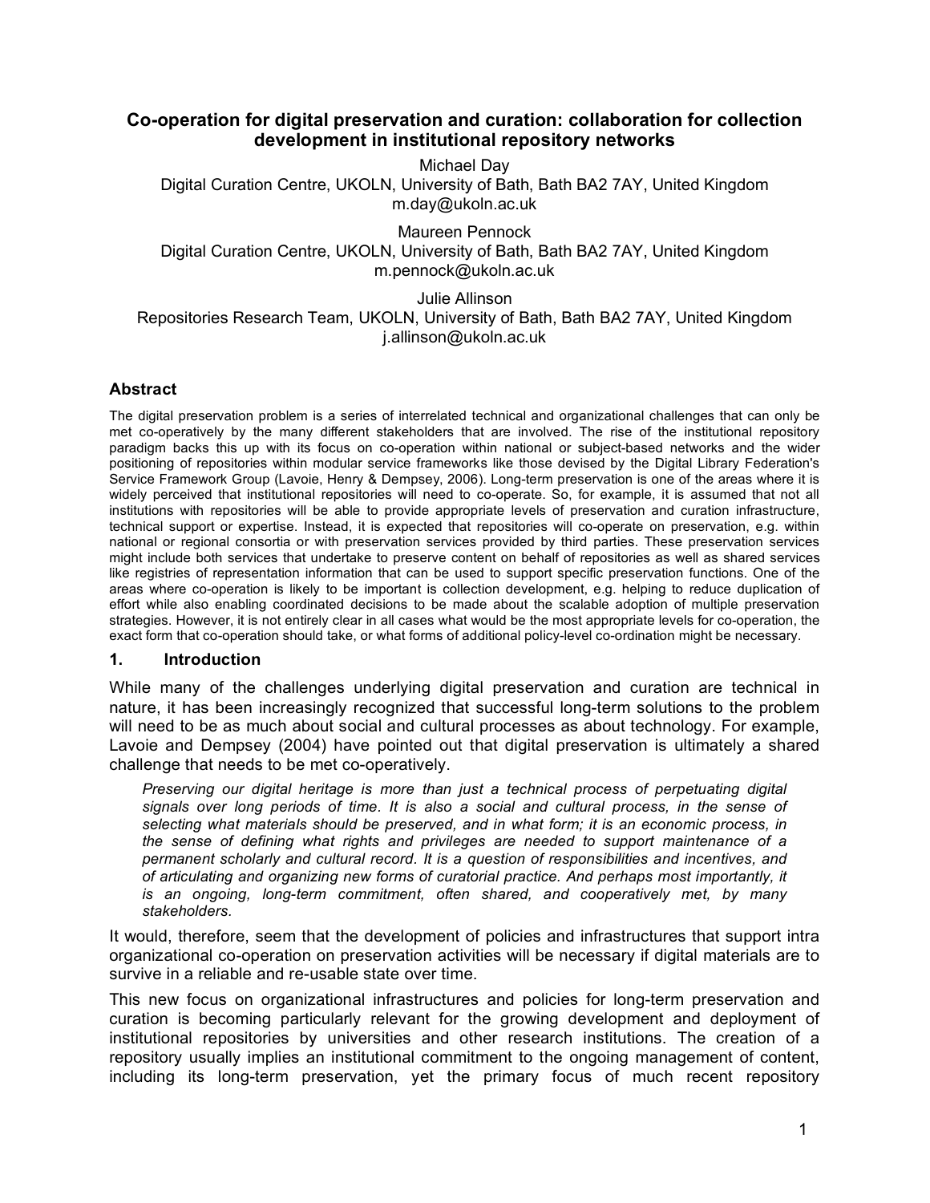# Co-operation for digital preservation and curation: collaboration for collection development in institutional repository networks

Michael Day
Digital Curation Centre, UKOLN, University of Bath, Bath BA2 7AY, United Kingdom
m.day@ukoln.ac.uk

Maureen Pennock
Digital Curation Centre, UKOLN, University of Bath, Bath BA2 7AY, United Kingdom
m.pennock@ukoln.ac.uk

Julie Allinson
Repositories Research Team, UKOLN, University of Bath, Bath BA2 7AY, United Kingdom
j.allinson@ukoln.ac.uk

## Abstract

The digital preservation problem is a series of interrelated technical and organizational challenges that can only be met co-operatively by the many different stakeholders that are involved. The rise of the institutional repository paradigm backs this up with its focus on co-operation within national or subject-based networks and the wider positioning of repositories within modular service frameworks like those devised by the Digital Library Federation's Service Framework Group (Lavoie, Henry & Dempsey, 2006). Long-term preservation is one of the areas where it is widely perceived that institutional repositories will need to co-operate. So, for example, it is assumed that not all institutions with repositories will be able to provide appropriate levels of preservation and curation infrastructure, technical support or expertise. Instead, it is expected that repositories will co-operate on preservation, e.g. within national or regional consortia or with preservation services provided by third parties. These preservation services might include both services that undertake to preserve content on behalf of repositories as well as shared services like registries of representation information that can be used to support specific preservation functions. One of the areas where co-operation is likely to be important is collection development, e.g. helping to reduce duplication of effort while also enabling coordinated decisions to be made about the scalable adoption of multiple preservation strategies. However, it is not entirely clear in all cases what would be the most appropriate levels for co-operation, the exact form that co-operation should take, or what forms of additional policy-level co-ordination might be necessary.

## 1. Introduction

While many of the challenges underlying digital preservation and curation are technical in nature, it has been increasingly recognized that successful long-term solutions to the problem will need to be as much about social and cultural processes as about technology. For example, Lavoie and Dempsey (2004) have pointed out that digital preservation is ultimately a shared challenge that needs to be met co-operatively.

> *Preserving our digital heritage is more than just a technical process of perpetuating digital signals over long periods of time. It is also a social and cultural process, in the sense of selecting what materials should be preserved, and in what form; it is an economic process, in the sense of defining what rights and privileges are needed to support maintenance of a permanent scholarly and cultural record. It is a question of responsibilities and incentives, and of articulating and organizing new forms of curatorial practice. And perhaps most importantly, it is an ongoing, long-term commitment, often shared, and cooperatively met, by many stakeholders.*

It would, therefore, seem that the development of policies and infrastructures that support intra organizational co-operation on preservation activities will be necessary if digital materials are to survive in a reliable and re-usable state over time.

This new focus on organizational infrastructures and policies for long-term preservation and curation is becoming particularly relevant for the growing development and deployment of institutional repositories by universities and other research institutions. The creation of a repository usually implies an institutional commitment to the ongoing management of content, including its long-term preservation, yet the primary focus of much recent repository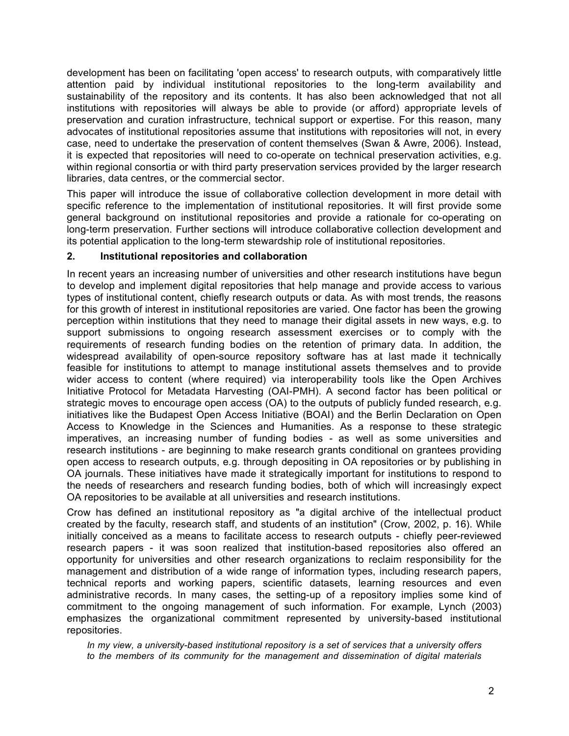development has been on facilitating 'open access' to research outputs, with comparatively little attention paid by individual institutional repositories to the long-term availability and sustainability of the repository and its contents. It has also been acknowledged that not all institutions with repositories will always be able to provide (or afford) appropriate levels of preservation and curation infrastructure, technical support or expertise. For this reason, many advocates of institutional repositories assume that institutions with repositories will not, in every case, need to undertake the preservation of content themselves (Swan & Awre, 2006). Instead, it is expected that repositories will need to co-operate on technical preservation activities, e.g. within regional consortia or with third party preservation services provided by the larger research libraries, data centres, or the commercial sector.

This paper will introduce the issue of collaborative collection development in more detail with specific reference to the implementation of institutional repositories. It will first provide some general background on institutional repositories and provide a rationale for co-operating on long-term preservation. Further sections will introduce collaborative collection development and its potential application to the long-term stewardship role of institutional repositories.

## 2. Institutional repositories and collaboration

In recent years an increasing number of universities and other research institutions have begun to develop and implement digital repositories that help manage and provide access to various types of institutional content, chiefly research outputs or data. As with most trends, the reasons for this growth of interest in institutional repositories are varied. One factor has been the growing perception within institutions that they need to manage their digital assets in new ways, e.g. to support submissions to ongoing research assessment exercises or to comply with the requirements of research funding bodies on the retention of primary data. In addition, the widespread availability of open-source repository software has at last made it technically feasible for institutions to attempt to manage institutional assets themselves and to provide wider access to content (where required) via interoperability tools like the Open Archives Initiative Protocol for Metadata Harvesting (OAI-PMH). A second factor has been political or strategic moves to encourage open access (OA) to the outputs of publicly funded research, e.g. initiatives like the Budapest Open Access Initiative (BOAI) and the Berlin Declaration on Open Access to Knowledge in the Sciences and Humanities. As a response to these strategic imperatives, an increasing number of funding bodies - as well as some universities and research institutions - are beginning to make research grants conditional on grantees providing open access to research outputs, e.g. through depositing in OA repositories or by publishing in OA journals. These initiatives have made it strategically important for institutions to respond to the needs of researchers and research funding bodies, both of which will increasingly expect OA repositories to be available at all universities and research institutions.

Crow has defined an institutional repository as "a digital archive of the intellectual product created by the faculty, research staff, and students of an institution" (Crow, 2002, p. 16). While initially conceived as a means to facilitate access to research outputs - chiefly peer-reviewed research papers - it was soon realized that institution-based repositories also offered an opportunity for universities and other research organizations to reclaim responsibility for the management and distribution of a wide range of information types, including research papers, technical reports and working papers, scientific datasets, learning resources and even administrative records. In many cases, the setting-up of a repository implies some kind of commitment to the ongoing management of such information. For example, Lynch (2003) emphasizes the organizational commitment represented by university-based institutional repositories.

> *In my view, a university-based institutional repository is a set of services that a university offers to the members of its community for the management and dissemination of digital materials*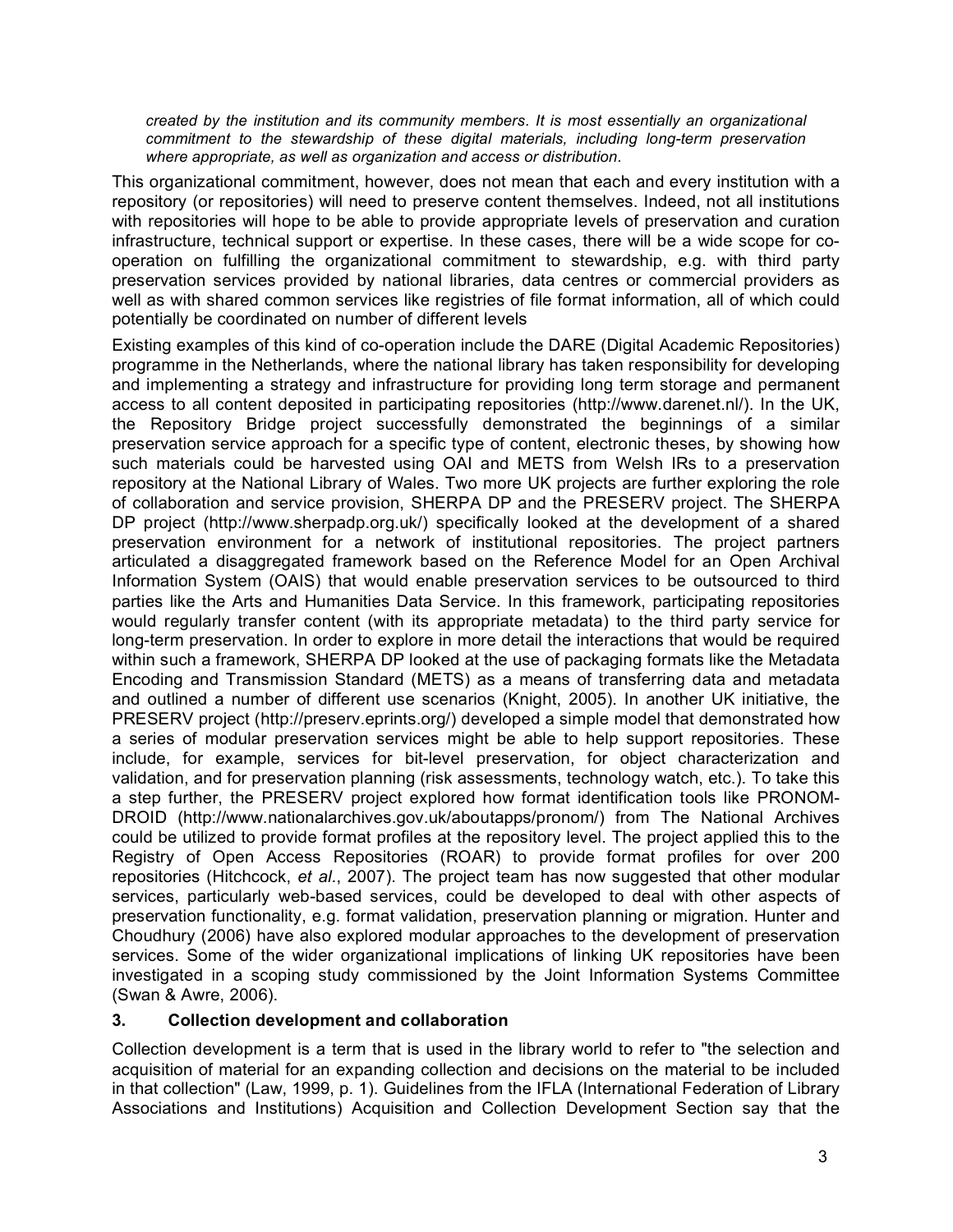*created by the institution and its community members. It is most essentially an organizational commitment to the stewardship of these digital materials, including long-term preservation where appropriate, as well as organization and access or distribution.*

This organizational commitment, however, does not mean that each and every institution with a repository (or repositories) will need to preserve content themselves. Indeed, not all institutions with repositories will hope to be able to provide appropriate levels of preservation and curation infrastructure, technical support or expertise. In these cases, there will be a wide scope for co-operation on fulfilling the organizational commitment to stewardship, e.g. with third party preservation services provided by national libraries, data centres or commercial providers as well as with shared common services like registries of file format information, all of which could potentially be coordinated on number of different levels

Existing examples of this kind of co-operation include the DARE (Digital Academic Repositories) programme in the Netherlands, where the national library has taken responsibility for developing and implementing a strategy and infrastructure for providing long term storage and permanent access to all content deposited in participating repositories (http://www.darenet.nl/). In the UK, the Repository Bridge project successfully demonstrated the beginnings of a similar preservation service approach for a specific type of content, electronic theses, by showing how such materials could be harvested using OAI and METS from Welsh IRs to a preservation repository at the National Library of Wales. Two more UK projects are further exploring the role of collaboration and service provision, SHERPA DP and the PRESERV project. The SHERPA DP project (http://www.sherpadp.org.uk/) specifically looked at the development of a shared preservation environment for a network of institutional repositories. The project partners articulated a disaggregated framework based on the Reference Model for an Open Archival Information System (OAIS) that would enable preservation services to be outsourced to third parties like the Arts and Humanities Data Service. In this framework, participating repositories would regularly transfer content (with its appropriate metadata) to the third party service for long-term preservation. In order to explore in more detail the interactions that would be required within such a framework, SHERPA DP looked at the use of packaging formats like the Metadata Encoding and Transmission Standard (METS) as a means of transferring data and metadata and outlined a number of different use scenarios (Knight, 2005). In another UK initiative, the PRESERV project (http://preserv.eprints.org/) developed a simple model that demonstrated how a series of modular preservation services might be able to help support repositories. These include, for example, services for bit-level preservation, for object characterization and validation, and for preservation planning (risk assessments, technology watch, etc.). To take this a step further, the PRESERV project explored how format identification tools like PRONOM-DROID (http://www.nationalarchives.gov.uk/aboutapps/pronom/) from The National Archives could be utilized to provide format profiles at the repository level. The project applied this to the Registry of Open Access Repositories (ROAR) to provide format profiles for over 200 repositories (Hitchcock, *et al*., 2007). The project team has now suggested that other modular services, particularly web-based services, could be developed to deal with other aspects of preservation functionality, e.g. format validation, preservation planning or migration. Hunter and Choudhury (2006) have also explored modular approaches to the development of preservation services. Some of the wider organizational implications of linking UK repositories have been investigated in a scoping study commissioned by the Joint Information Systems Committee (Swan & Awre, 2006).

## 3. Collection development and collaboration

Collection development is a term that is used in the library world to refer to "the selection and acquisition of material for an expanding collection and decisions on the material to be included in that collection" (Law, 1999, p. 1). Guidelines from the IFLA (International Federation of Library Associations and Institutions) Acquisition and Collection Development Section say that the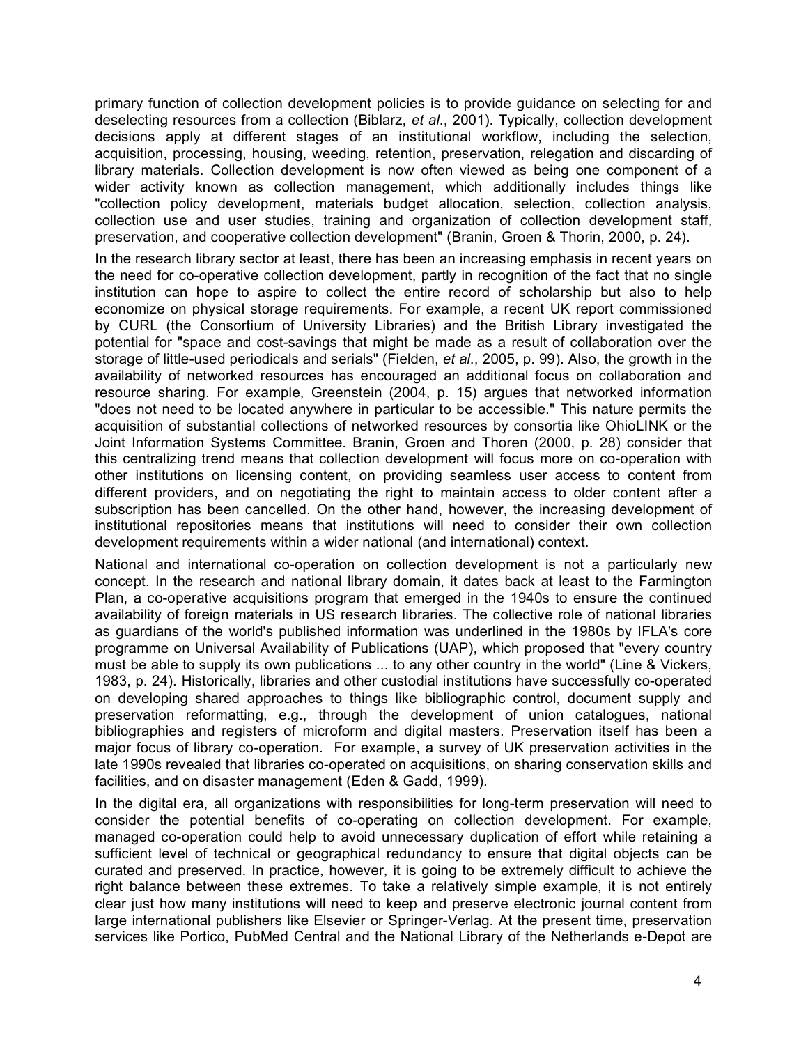primary function of collection development policies is to provide guidance on selecting for and deselecting resources from a collection (Biblarz, *et al*., 2001). Typically, collection development decisions apply at different stages of an institutional workflow, including the selection, acquisition, processing, housing, weeding, retention, preservation, relegation and discarding of library materials. Collection development is now often viewed as being one component of a wider activity known as collection management, which additionally includes things like "collection policy development, materials budget allocation, selection, collection analysis, collection use and user studies, training and organization of collection development staff, preservation, and cooperative collection development" (Branin, Groen & Thorin, 2000, p. 24).

In the research library sector at least, there has been an increasing emphasis in recent years on the need for co-operative collection development, partly in recognition of the fact that no single institution can hope to aspire to collect the entire record of scholarship but also to help economize on physical storage requirements. For example, a recent UK report commissioned by CURL (the Consortium of University Libraries) and the British Library investigated the potential for "space and cost-savings that might be made as a result of collaboration over the storage of little-used periodicals and serials" (Fielden, *et al*., 2005, p. 99). Also, the growth in the availability of networked resources has encouraged an additional focus on collaboration and resource sharing. For example, Greenstein (2004, p. 15) argues that networked information "does not need to be located anywhere in particular to be accessible." This nature permits the acquisition of substantial collections of networked resources by consortia like OhioLINK or the Joint Information Systems Committee. Branin, Groen and Thoren (2000, p. 28) consider that this centralizing trend means that collection development will focus more on co-operation with other institutions on licensing content, on providing seamless user access to content from different providers, and on negotiating the right to maintain access to older content after a subscription has been cancelled. On the other hand, however, the increasing development of institutional repositories means that institutions will need to consider their own collection development requirements within a wider national (and international) context.

National and international co-operation on collection development is not a particularly new concept. In the research and national library domain, it dates back at least to the Farmington Plan, a co-operative acquisitions program that emerged in the 1940s to ensure the continued availability of foreign materials in US research libraries. The collective role of national libraries as guardians of the world's published information was underlined in the 1980s by IFLA's core programme on Universal Availability of Publications (UAP), which proposed that "every country must be able to supply its own publications ... to any other country in the world" (Line & Vickers, 1983, p. 24). Historically, libraries and other custodial institutions have successfully co-operated on developing shared approaches to things like bibliographic control, document supply and preservation reformatting, e.g., through the development of union catalogues, national bibliographies and registers of microform and digital masters. Preservation itself has been a major focus of library co-operation. For example, a survey of UK preservation activities in the late 1990s revealed that libraries co-operated on acquisitions, on sharing conservation skills and facilities, and on disaster management (Eden & Gadd, 1999).

In the digital era, all organizations with responsibilities for long-term preservation will need to consider the potential benefits of co-operating on collection development. For example, managed co-operation could help to avoid unnecessary duplication of effort while retaining a sufficient level of technical or geographical redundancy to ensure that digital objects can be curated and preserved. In practice, however, it is going to be extremely difficult to achieve the right balance between these extremes. To take a relatively simple example, it is not entirely clear just how many institutions will need to keep and preserve electronic journal content from large international publishers like Elsevier or Springer-Verlag. At the present time, preservation services like Portico, PubMed Central and the National Library of the Netherlands e-Depot are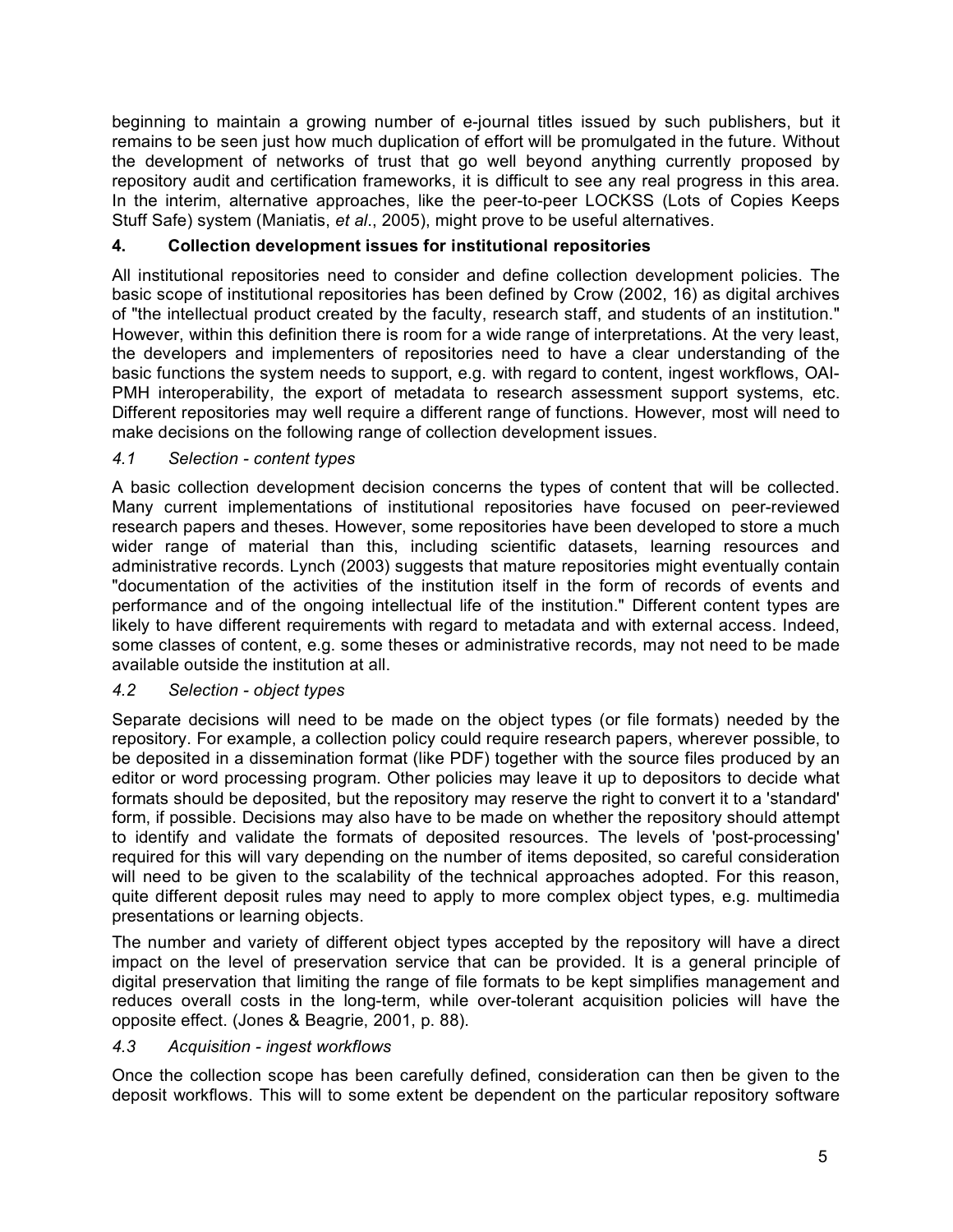beginning to maintain a growing number of e-journal titles issued by such publishers, but it remains to be seen just how much duplication of effort will be promulgated in the future. Without the development of networks of trust that go well beyond anything currently proposed by repository audit and certification frameworks, it is difficult to see any real progress in this area. In the interim, alternative approaches, like the peer-to-peer LOCKSS (Lots of Copies Keeps Stuff Safe) system (Maniatis, *et al*., 2005), might prove to be useful alternatives.

## 4. Collection development issues for institutional repositories

All institutional repositories need to consider and define collection development policies. The basic scope of institutional repositories has been defined by Crow (2002, 16) as digital archives of "the intellectual product created by the faculty, research staff, and students of an institution." However, within this definition there is room for a wide range of interpretations. At the very least, the developers and implementers of repositories need to have a clear understanding of the basic functions the system needs to support, e.g. with regard to content, ingest workflows, OAI-PMH interoperability, the export of metadata to research assessment support systems, etc. Different repositories may well require a different range of functions. However, most will need to make decisions on the following range of collection development issues.

### *4.1 Selection - content types*

A basic collection development decision concerns the types of content that will be collected. Many current implementations of institutional repositories have focused on peer-reviewed research papers and theses. However, some repositories have been developed to store a much wider range of material than this, including scientific datasets, learning resources and administrative records. Lynch (2003) suggests that mature repositories might eventually contain "documentation of the activities of the institution itself in the form of records of events and performance and of the ongoing intellectual life of the institution." Different content types are likely to have different requirements with regard to metadata and with external access. Indeed, some classes of content, e.g. some theses or administrative records, may not need to be made available outside the institution at all.

### *4.2 Selection - object types*

Separate decisions will need to be made on the object types (or file formats) needed by the repository. For example, a collection policy could require research papers, wherever possible, to be deposited in a dissemination format (like PDF) together with the source files produced by an editor or word processing program. Other policies may leave it up to depositors to decide what formats should be deposited, but the repository may reserve the right to convert it to a 'standard' form, if possible. Decisions may also have to be made on whether the repository should attempt to identify and validate the formats of deposited resources. The levels of 'post-processing' required for this will vary depending on the number of items deposited, so careful consideration will need to be given to the scalability of the technical approaches adopted. For this reason, quite different deposit rules may need to apply to more complex object types, e.g. multimedia presentations or learning objects.

The number and variety of different object types accepted by the repository will have a direct impact on the level of preservation service that can be provided. It is a general principle of digital preservation that limiting the range of file formats to be kept simplifies management and reduces overall costs in the long-term, while over-tolerant acquisition policies will have the opposite effect. (Jones & Beagrie, 2001, p. 88).

### *4.3 Acquisition - ingest workflows*

Once the collection scope has been carefully defined, consideration can then be given to the deposit workflows. This will to some extent be dependent on the particular repository software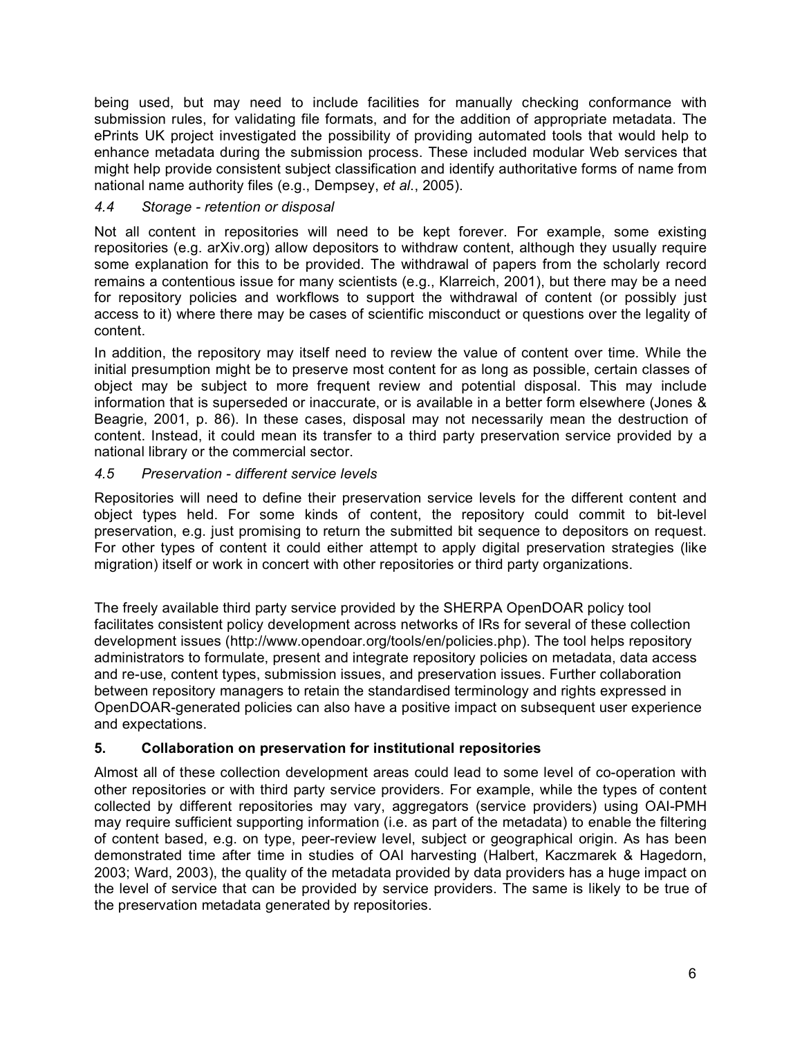being used, but may need to include facilities for manually checking conformance with submission rules, for validating file formats, and for the addition of appropriate metadata. The ePrints UK project investigated the possibility of providing automated tools that would help to enhance metadata during the submission process. These included modular Web services that might help provide consistent subject classification and identify authoritative forms of name from national name authority files (e.g., Dempsey, *et al.*, 2005).

### *4.4 Storage - retention or disposal*

Not all content in repositories will need to be kept forever. For example, some existing repositories (e.g. arXiv.org) allow depositors to withdraw content, although they usually require some explanation for this to be provided. The withdrawal of papers from the scholarly record remains a contentious issue for many scientists (e.g., Klarreich, 2001), but there may be a need for repository policies and workflows to support the withdrawal of content (or possibly just access to it) where there may be cases of scientific misconduct or questions over the legality of content.

In addition, the repository may itself need to review the value of content over time. While the initial presumption might be to preserve most content for as long as possible, certain classes of object may be subject to more frequent review and potential disposal. This may include information that is superseded or inaccurate, or is available in a better form elsewhere (Jones & Beagrie, 2001, p. 86). In these cases, disposal may not necessarily mean the destruction of content. Instead, it could mean its transfer to a third party preservation service provided by a national library or the commercial sector.

### *4.5 Preservation - different service levels*

Repositories will need to define their preservation service levels for the different content and object types held. For some kinds of content, the repository could commit to bit-level preservation, e.g. just promising to return the submitted bit sequence to depositors on request. For other types of content it could either attempt to apply digital preservation strategies (like migration) itself or work in concert with other repositories or third party organizations.

The freely available third party service provided by the SHERPA OpenDOAR policy tool facilitates consistent policy development across networks of IRs for several of these collection development issues (http://www.opendoar.org/tools/en/policies.php). The tool helps repository administrators to formulate, present and integrate repository policies on metadata, data access and re-use, content types, submission issues, and preservation issues. Further collaboration between repository managers to retain the standardised terminology and rights expressed in OpenDOAR-generated policies can also have a positive impact on subsequent user experience and expectations.

## **5. Collaboration on preservation for institutional repositories**

Almost all of these collection development areas could lead to some level of co-operation with other repositories or with third party service providers. For example, while the types of content collected by different repositories may vary, aggregators (service providers) using OAI-PMH may require sufficient supporting information (i.e. as part of the metadata) to enable the filtering of content based, e.g. on type, peer-review level, subject or geographical origin. As has been demonstrated time after time in studies of OAI harvesting (Halbert, Kaczmarek & Hagedorn, 2003; Ward, 2003), the quality of the metadata provided by data providers has a huge impact on the level of service that can be provided by service providers. The same is likely to be true of the preservation metadata generated by repositories.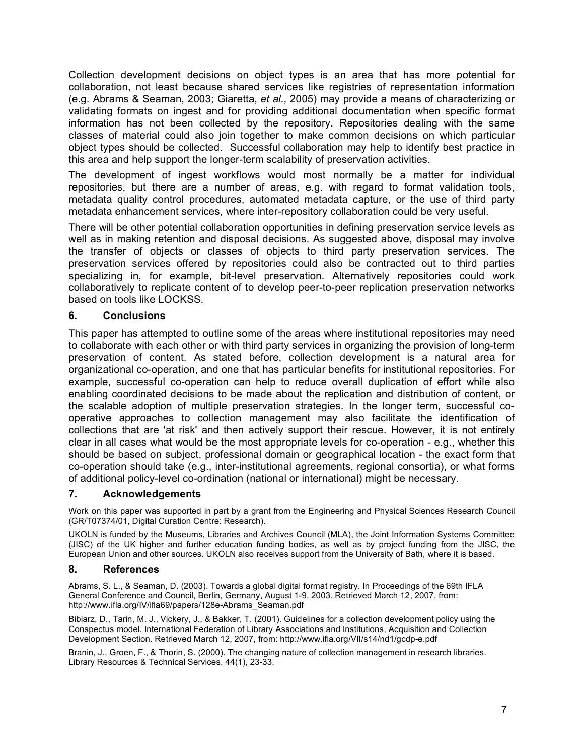Collection development decisions on object types is an area that has more potential for collaboration, not least because shared services like registries of representation information (e.g. Abrams & Seaman, 2003; Giaretta, *et al*., 2005) may provide a means of characterizing or validating formats on ingest and for providing additional documentation when specific format information has not been collected by the repository. Repositories dealing with the same classes of material could also join together to make common decisions on which particular object types should be collected. Successful collaboration may help to identify best practice in this area and help support the longer-term scalability of preservation activities.

The development of ingest workflows would most normally be a matter for individual repositories, but there are a number of areas, e.g. with regard to format validation tools, metadata quality control procedures, automated metadata capture, or the use of third party metadata enhancement services, where inter-repository collaboration could be very useful.

There will be other potential collaboration opportunities in defining preservation service levels as well as in making retention and disposal decisions. As suggested above, disposal may involve the transfer of objects or classes of objects to third party preservation services. The preservation services offered by repositories could also be contracted out to third parties specializing in, for example, bit-level preservation. Alternatively repositories could work collaboratively to replicate content of to develop peer-to-peer replication preservation networks based on tools like LOCKSS.

## 6. Conclusions

This paper has attempted to outline some of the areas where institutional repositories may need to collaborate with each other or with third party services in organizing the provision of long-term preservation of content. As stated before, collection development is a natural area for organizational co-operation, and one that has particular benefits for institutional repositories. For example, successful co-operation can help to reduce overall duplication of effort while also enabling coordinated decisions to be made about the replication and distribution of content, or the scalable adoption of multiple preservation strategies. In the longer term, successful co-operative approaches to collection management may also facilitate the identification of collections that are 'at risk' and then actively support their rescue. However, it is not entirely clear in all cases what would be the most appropriate levels for co-operation - e.g., whether this should be based on subject, professional domain or geographical location - the exact form that co-operation should take (e.g., inter-institutional agreements, regional consortia), or what forms of additional policy-level co-ordination (national or international) might be necessary.

## 7. Acknowledgements

Work on this paper was supported in part by a grant from the Engineering and Physical Sciences Research Council (GR/T07374/01, Digital Curation Centre: Research).

UKOLN is funded by the Museums, Libraries and Archives Council (MLA), the Joint Information Systems Committee (JISC) of the UK higher and further education funding bodies, as well as by project funding from the JISC, the European Union and other sources. UKOLN also receives support from the University of Bath, where it is based.

## 8. References

Abrams, S. L., & Seaman, D. (2003). Towards a global digital format registry. In Proceedings of the 69th IFLA General Conference and Council, Berlin, Germany, August 1-9, 2003. Retrieved March 12, 2007, from: http://www.ifla.org/IV/ifla69/papers/128e-Abrams_Seaman.pdf

Biblarz, D., Tarin, M. J., Vickery, J., & Bakker, T. (2001). Guidelines for a collection development policy using the Conspectus model. International Federation of Library Associations and Institutions, Acquisition and Collection Development Section. Retrieved March 12, 2007, from: http://www.ifla.org/VII/s14/nd1/gcdp-e.pdf

Branin, J., Groen, F., & Thorin, S. (2000). The changing nature of collection management in research libraries. Library Resources & Technical Services, 44(1), 23-33.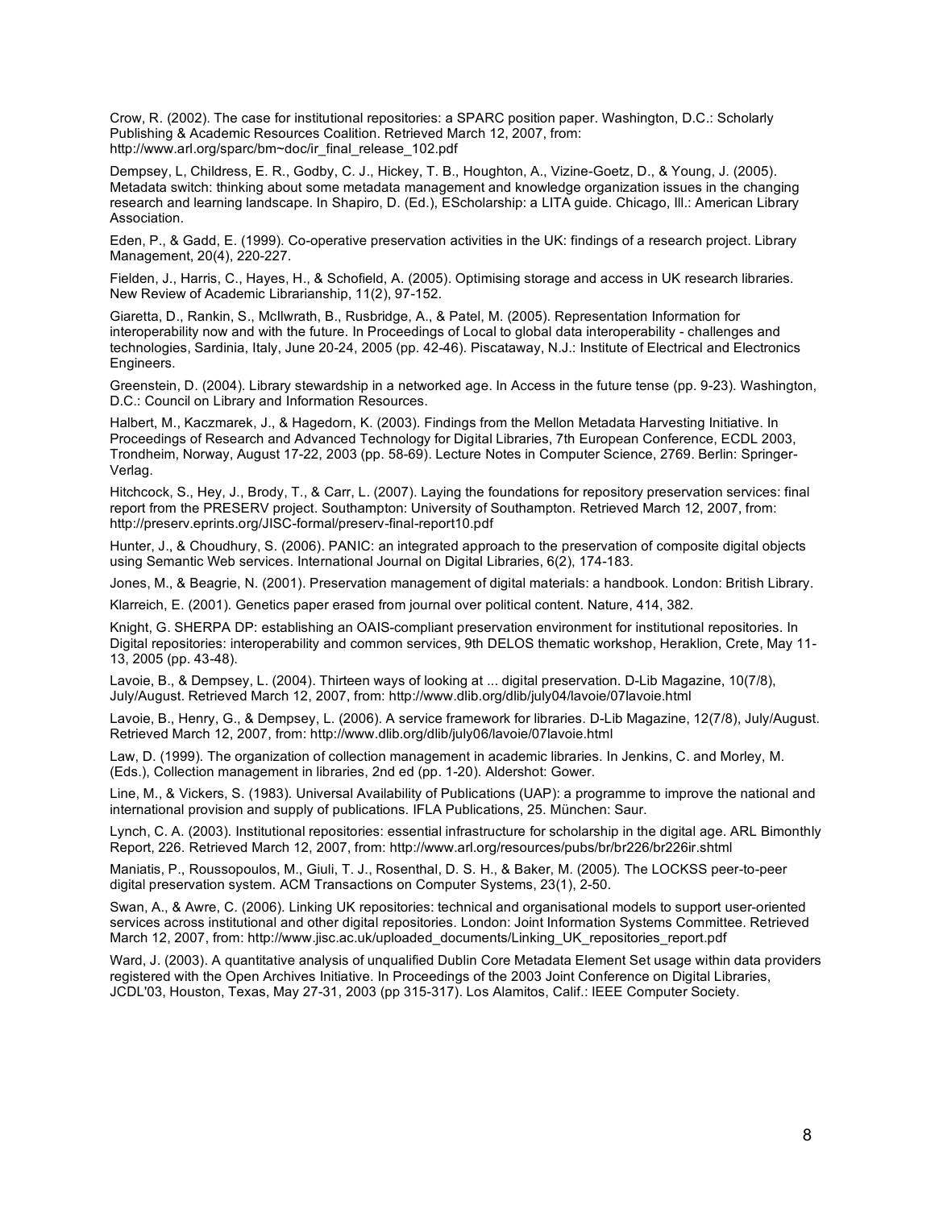Crow, R. (2002). The case for institutional repositories: a SPARC position paper. Washington, D.C.: Scholarly Publishing & Academic Resources Coalition. Retrieved March 12, 2007, from: http://www.arl.org/sparc/bm~doc/ir_final_release_102.pdf

Dempsey, L, Childress, E. R., Godby, C. J., Hickey, T. B., Houghton, A., Vizine-Goetz, D., & Young, J. (2005). Metadata switch: thinking about some metadata management and knowledge organization issues in the changing research and learning landscape. In Shapiro, D. (Ed.), EScholarship: a LITA guide. Chicago, Ill.: American Library Association.

Eden, P., & Gadd, E. (1999). Co-operative preservation activities in the UK: findings of a research project. Library Management, 20(4), 220-227.

Fielden, J., Harris, C., Hayes, H., & Schofield, A. (2005). Optimising storage and access in UK research libraries. New Review of Academic Librarianship, 11(2), 97-152.

Giaretta, D., Rankin, S., McIlwrath, B., Rusbridge, A., & Patel, M. (2005). Representation Information for interoperability now and with the future. In Proceedings of Local to global data interoperability - challenges and technologies, Sardinia, Italy, June 20-24, 2005 (pp. 42-46). Piscataway, N.J.: Institute of Electrical and Electronics Engineers.

Greenstein, D. (2004). Library stewardship in a networked age. In Access in the future tense (pp. 9-23). Washington, D.C.: Council on Library and Information Resources.

Halbert, M., Kaczmarek, J., & Hagedorn, K. (2003). Findings from the Mellon Metadata Harvesting Initiative. In Proceedings of Research and Advanced Technology for Digital Libraries, 7th European Conference, ECDL 2003, Trondheim, Norway, August 17-22, 2003 (pp. 58-69). Lecture Notes in Computer Science, 2769. Berlin: Springer-Verlag.

Hitchcock, S., Hey, J., Brody, T., & Carr, L. (2007). Laying the foundations for repository preservation services: final report from the PRESERV project. Southampton: University of Southampton. Retrieved March 12, 2007, from: http://preserv.eprints.org/JISC-formal/preserv-final-report10.pdf

Hunter, J., & Choudhury, S. (2006). PANIC: an integrated approach to the preservation of composite digital objects using Semantic Web services. International Journal on Digital Libraries, 6(2), 174-183.

Jones, M., & Beagrie, N. (2001). Preservation management of digital materials: a handbook. London: British Library.

Klarreich, E. (2001). Genetics paper erased from journal over political content. Nature, 414, 382.

Knight, G. SHERPA DP: establishing an OAIS-compliant preservation environment for institutional repositories. In Digital repositories: interoperability and common services, 9th DELOS thematic workshop, Heraklion, Crete, May 11-13, 2005 (pp. 43-48).

Lavoie, B., & Dempsey, L. (2004). Thirteen ways of looking at ... digital preservation. D-Lib Magazine, 10(7/8), July/August. Retrieved March 12, 2007, from: http://www.dlib.org/dlib/july04/lavoie/07lavoie.html

Lavoie, B., Henry, G., & Dempsey, L. (2006). A service framework for libraries. D-Lib Magazine, 12(7/8), July/August. Retrieved March 12, 2007, from: http://www.dlib.org/dlib/july06/lavoie/07lavoie.html

Law, D. (1999). The organization of collection management in academic libraries. In Jenkins, C. and Morley, M. (Eds.), Collection management in libraries, 2nd ed (pp. 1-20). Aldershot: Gower.

Line, M., & Vickers, S. (1983). Universal Availability of Publications (UAP): a programme to improve the national and international provision and supply of publications. IFLA Publications, 25. München: Saur.

Lynch, C. A. (2003). Institutional repositories: essential infrastructure for scholarship in the digital age. ARL Bimonthly Report, 226. Retrieved March 12, 2007, from: http://www.arl.org/resources/pubs/br/br226/br226ir.shtml

Maniatis, P., Roussopoulos, M., Giuli, T. J., Rosenthal, D. S. H., & Baker, M. (2005). The LOCKSS peer-to-peer digital preservation system. ACM Transactions on Computer Systems, 23(1), 2-50.

Swan, A., & Awre, C. (2006). Linking UK repositories: technical and organisational models to support user-oriented services across institutional and other digital repositories. London: Joint Information Systems Committee. Retrieved March 12, 2007, from: http://www.jisc.ac.uk/uploaded_documents/Linking_UK_repositories_report.pdf

Ward, J. (2003). A quantitative analysis of unqualified Dublin Core Metadata Element Set usage within data providers registered with the Open Archives Initiative. In Proceedings of the 2003 Joint Conference on Digital Libraries, JCDL'03, Houston, Texas, May 27-31, 2003 (pp 315-317). Los Alamitos, Calif.: IEEE Computer Society.